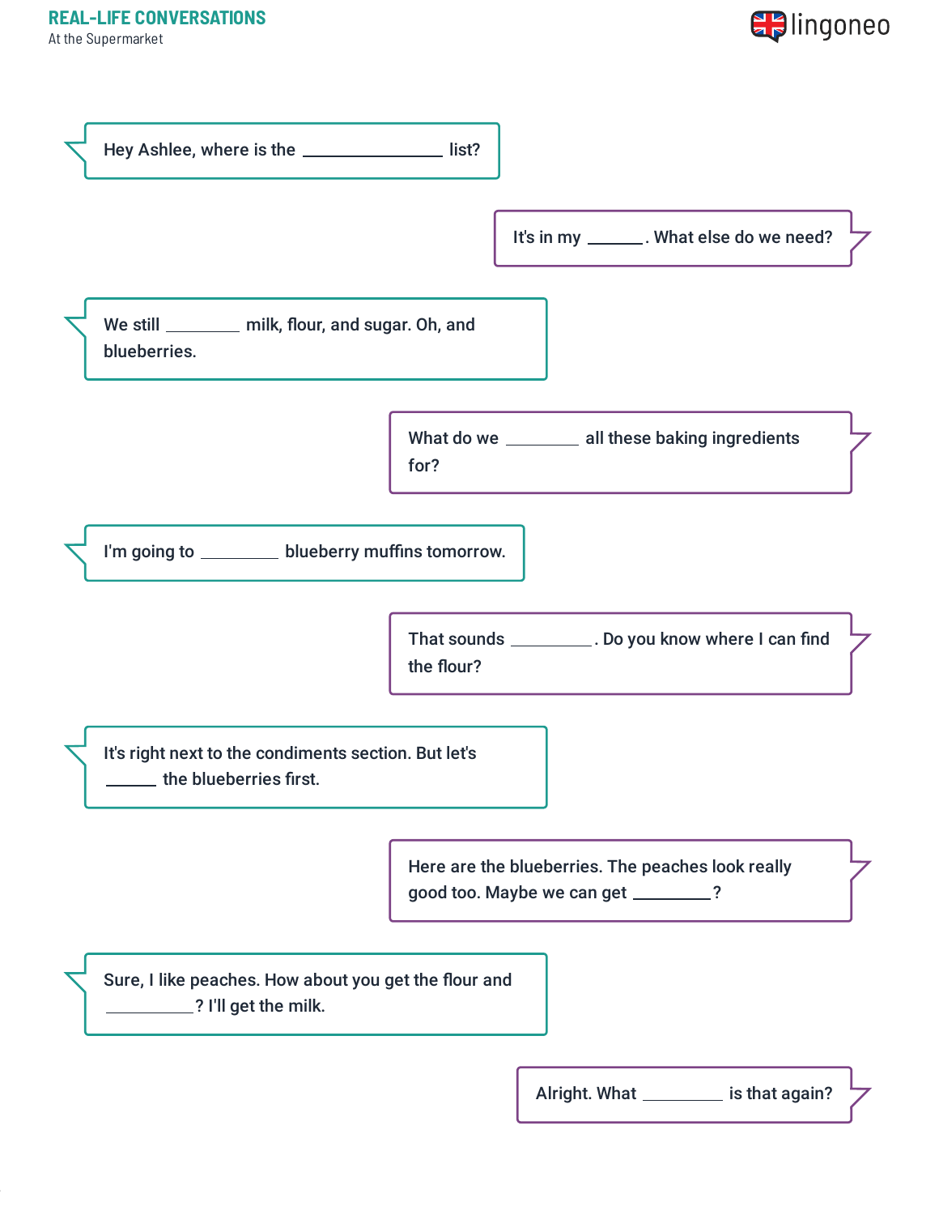## REAL-LIFE CONVERSATIONS

At the Supermarket

Hey Ashlee, where is the ________________ list?

It's in my ______. What else do we need?

We still _________ milk, flour, and sugar. Oh, and blueberries.

What do we _________ all these baking ingredients for?

I'm going to _________ blueberry muffins tomorrow.

That sounds __________. Do you know where I can find the flour?

It's right next to the condiments section. But let's ______ the blueberries first.

Here are the blueberries. The peaches look really good too. Maybe we can get _________?

Sure, I like peaches. How about you get the flour and __________? I'll get the milk.

Alright. What _________ is that again?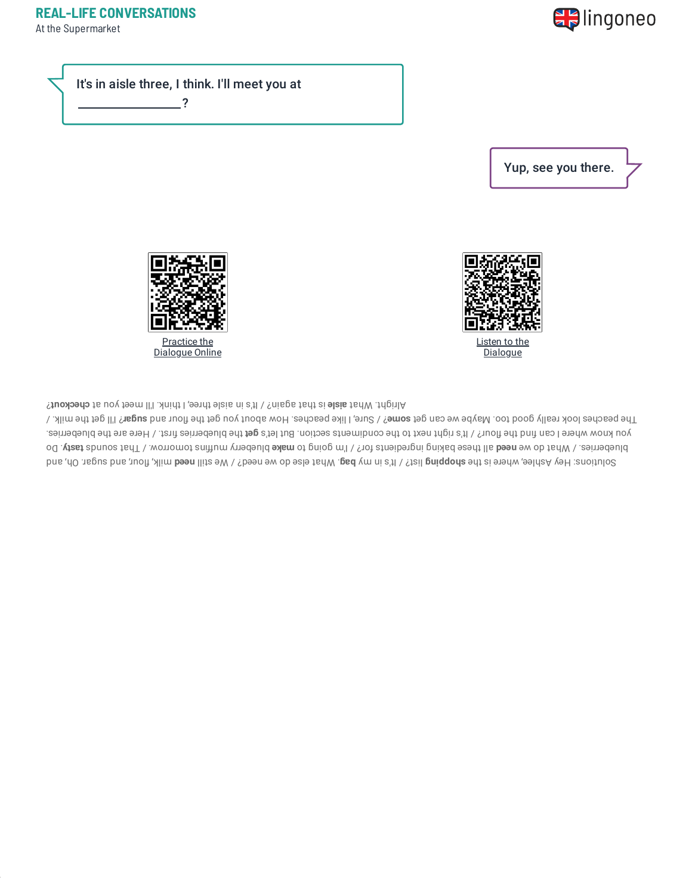It's in aisle three, I think. I'll meet you at _______________?

Yup, see you there.

Practice the Dialogue Online

Listen to the Dialogue

Solutions: Hey Ashlee, where is the **shopping** list? / It's in my **bag**. What else do we need? / We still **need** milk, flour, and sugar. Oh, and blueberries. / What do we **need** all these baking ingredients for? / I'm going to **make** blueberry muffins tomorrow. / That sounds **tasty**. Do you know where I can find the flour? / It's right next to the condiments section. But let's **get** the blueberries first. / Here are the blueberries. The peaches look really good too. Maybe we can get **some**? / Sure, I like peaches. How about you get the flour and **sugar**? I'll get the milk. / Alright. What **aisle** is that again? / It's in aisle three, I think. I'll meet you at **checkout**?